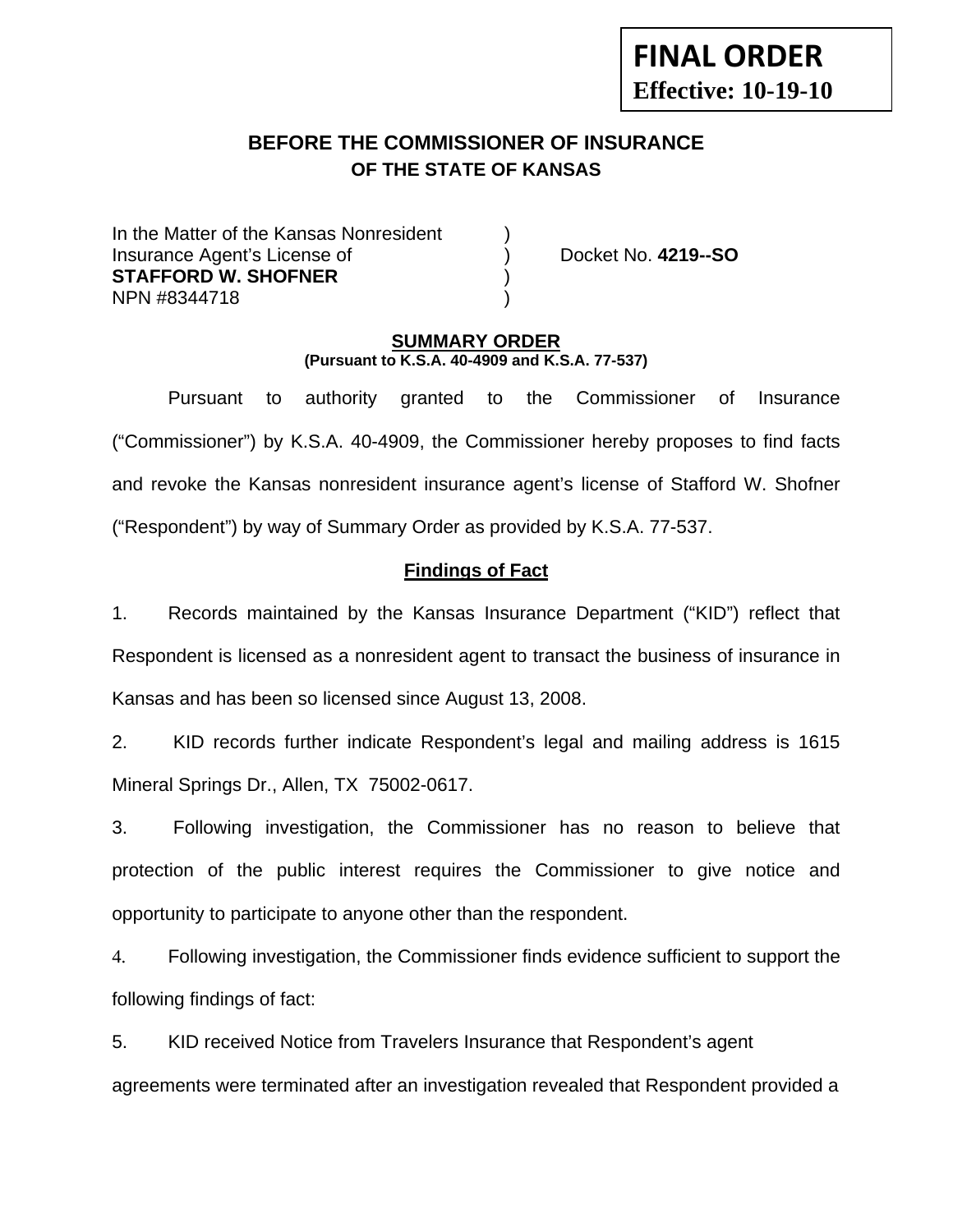**FINAL ORDER**
**Effective: 10-19-10**

# BEFORE THE COMMISSIONER OF INSURANCE
## OF THE STATE OF KANSAS

In the Matter of the Kansas Nonresident )
Insurance Agent's License of ) Docket No. **4219--SO**
**STAFFORD W. SHOFNER** )
NPN #8344718 )

**SUMMARY ORDER**
**(Pursuant to K.S.A. 40-4909 and K.S.A. 77-537)**

Pursuant to authority granted to the Commissioner of Insurance ("Commissioner") by K.S.A. 40-4909, the Commissioner hereby proposes to find facts and revoke the Kansas nonresident insurance agent's license of Stafford W. Shofner ("Respondent") by way of Summary Order as provided by K.S.A. 77-537.

**Findings of Fact**

1. Records maintained by the Kansas Insurance Department ("KID") reflect that Respondent is licensed as a nonresident agent to transact the business of insurance in Kansas and has been so licensed since August 13, 2008.

2. KID records further indicate Respondent's legal and mailing address is 1615 Mineral Springs Dr., Allen, TX 75002-0617.

3. Following investigation, the Commissioner has no reason to believe that protection of the public interest requires the Commissioner to give notice and opportunity to participate to anyone other than the respondent.

4. Following investigation, the Commissioner finds evidence sufficient to support the following findings of fact:

5. KID received Notice from Travelers Insurance that Respondent's agent agreements were terminated after an investigation revealed that Respondent provided a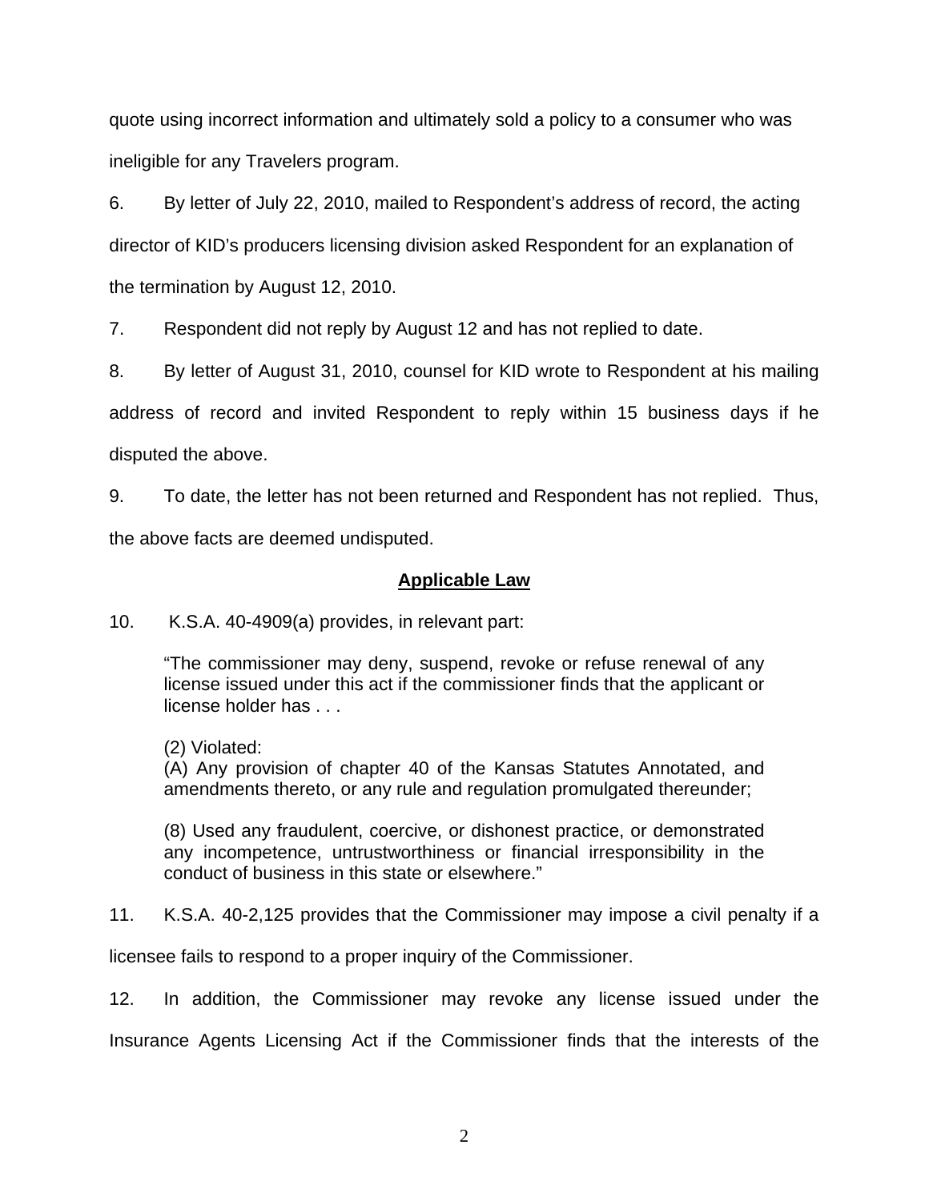quote using incorrect information and ultimately sold a policy to a consumer who was ineligible for any Travelers program.

6. By letter of July 22, 2010, mailed to Respondent's address of record, the acting director of KID's producers licensing division asked Respondent for an explanation of the termination by August 12, 2010.

7. Respondent did not reply by August 12 and has not replied to date.

8. By letter of August 31, 2010, counsel for KID wrote to Respondent at his mailing address of record and invited Respondent to reply within 15 business days if he disputed the above.

9. To date, the letter has not been returned and Respondent has not replied. Thus, the above facts are deemed undisputed.

## Applicable Law

10. K.S.A. 40-4909(a) provides, in relevant part:

> "The commissioner may deny, suspend, revoke or refuse renewal of any license issued under this act if the commissioner finds that the applicant or license holder has . . .
>
> (2) Violated:
> (A) Any provision of chapter 40 of the Kansas Statutes Annotated, and amendments thereto, or any rule and regulation promulgated thereunder;
>
> (8) Used any fraudulent, coercive, or dishonest practice, or demonstrated any incompetence, untrustworthiness or financial irresponsibility in the conduct of business in this state or elsewhere."

11. K.S.A. 40-2,125 provides that the Commissioner may impose a civil penalty if a licensee fails to respond to a proper inquiry of the Commissioner.

12. In addition, the Commissioner may revoke any license issued under the Insurance Agents Licensing Act if the Commissioner finds that the interests of the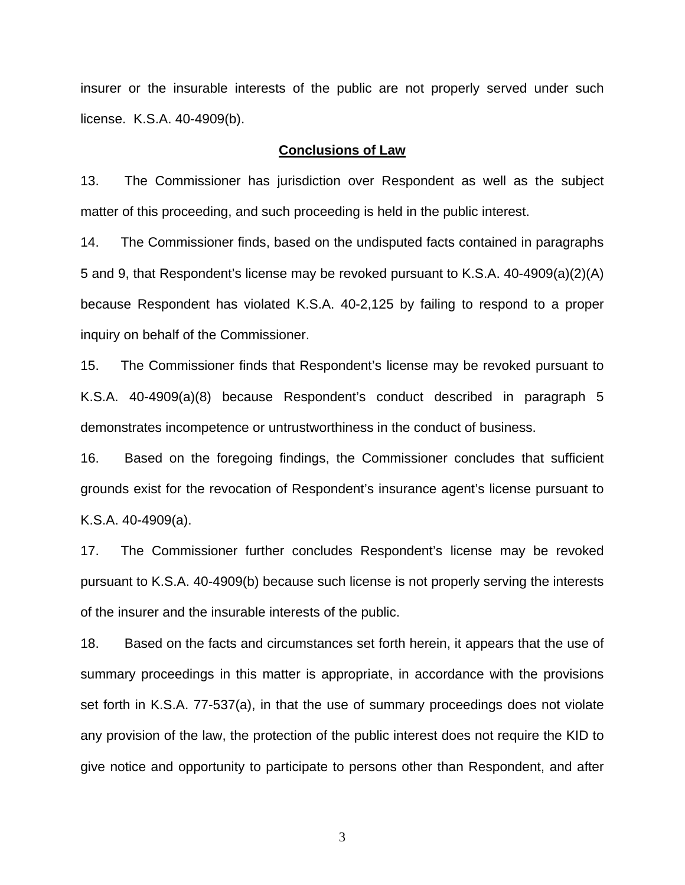insurer or the insurable interests of the public are not properly served under such license. K.S.A. 40-4909(b).

**Conclusions of Law**

13. The Commissioner has jurisdiction over Respondent as well as the subject matter of this proceeding, and such proceeding is held in the public interest.

14. The Commissioner finds, based on the undisputed facts contained in paragraphs 5 and 9, that Respondent's license may be revoked pursuant to K.S.A. 40-4909(a)(2)(A) because Respondent has violated K.S.A. 40-2,125 by failing to respond to a proper inquiry on behalf of the Commissioner.

15. The Commissioner finds that Respondent's license may be revoked pursuant to K.S.A. 40-4909(a)(8) because Respondent's conduct described in paragraph 5 demonstrates incompetence or untrustworthiness in the conduct of business.

16. Based on the foregoing findings, the Commissioner concludes that sufficient grounds exist for the revocation of Respondent's insurance agent's license pursuant to K.S.A. 40-4909(a).

17. The Commissioner further concludes Respondent's license may be revoked pursuant to K.S.A. 40-4909(b) because such license is not properly serving the interests of the insurer and the insurable interests of the public.

18. Based on the facts and circumstances set forth herein, it appears that the use of summary proceedings in this matter is appropriate, in accordance with the provisions set forth in K.S.A. 77-537(a), in that the use of summary proceedings does not violate any provision of the law, the protection of the public interest does not require the KID to give notice and opportunity to participate to persons other than Respondent, and after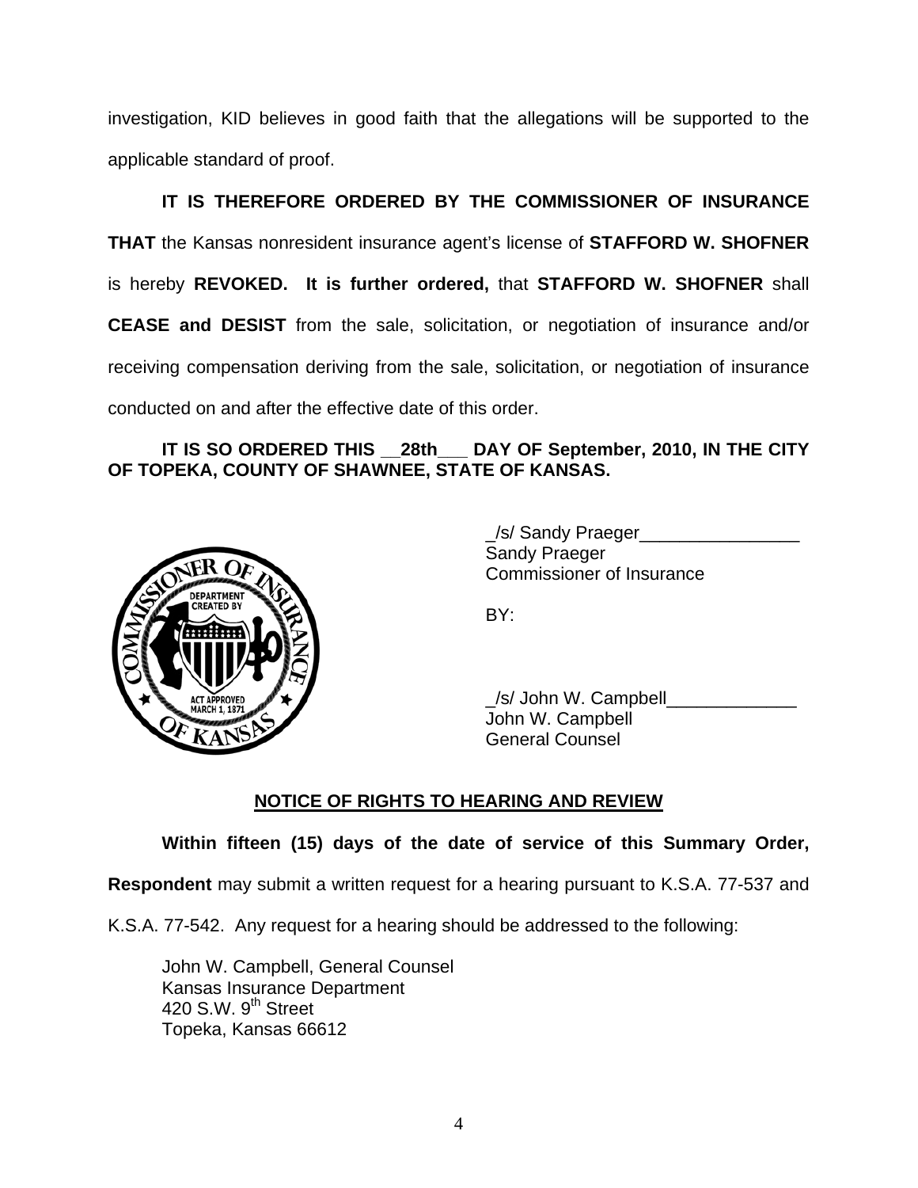investigation, KID believes in good faith that the allegations will be supported to the applicable standard of proof.

**IT IS THEREFORE ORDERED BY THE COMMISSIONER OF INSURANCE THAT** the Kansas nonresident insurance agent's license of **STAFFORD W. SHOFNER** is hereby **REVOKED. It is further ordered,** that **STAFFORD W. SHOFNER** shall **CEASE and DESIST** from the sale, solicitation, or negotiation of insurance and/or receiving compensation deriving from the sale, solicitation, or negotiation of insurance conducted on and after the effective date of this order.

**IT IS SO ORDERED THIS __28th___ DAY OF September, 2010, IN THE CITY OF TOPEKA, COUNTY OF SHAWNEE, STATE OF KANSAS.**

_/s/ Sandy Praeger________________
Sandy Praeger
Commissioner of Insurance

BY:

_/s/ John W. Campbell_____________
John W. Campbell
General Counsel

## NOTICE OF RIGHTS TO HEARING AND REVIEW

**Within fifteen (15) days of the date of service of this Summary Order, Respondent** may submit a written request for a hearing pursuant to K.S.A. 77-537 and K.S.A. 77-542. Any request for a hearing should be addressed to the following:

John W. Campbell, General Counsel
Kansas Insurance Department
420 S.W. 9th Street
Topeka, Kansas 66612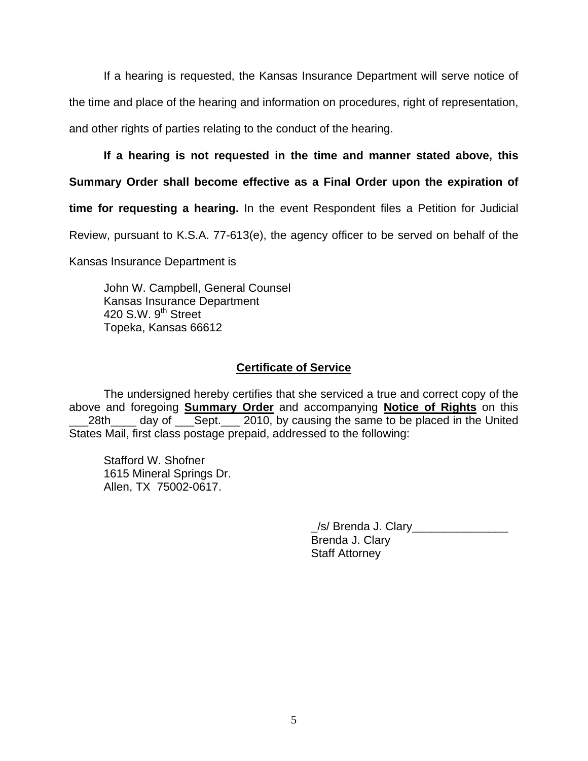If a hearing is requested, the Kansas Insurance Department will serve notice of the time and place of the hearing and information on procedures, right of representation, and other rights of parties relating to the conduct of the hearing.

**If a hearing is not requested in the time and manner stated above, this Summary Order shall become effective as a Final Order upon the expiration of time for requesting a hearing.** In the event Respondent files a Petition for Judicial Review, pursuant to K.S.A. 77-613(e), the agency officer to be served on behalf of the Kansas Insurance Department is

John W. Campbell, General Counsel
Kansas Insurance Department
420 S.W. 9th Street
Topeka, Kansas 66612

## Certificate of Service

The undersigned hereby certifies that she serviced a true and correct copy of the above and foregoing **Summary Order** and accompanying **Notice of Rights** on this ___28th____ day of ___Sept.___ 2010, by causing the same to be placed in the United States Mail, first class postage prepaid, addressed to the following:

Stafford W. Shofner
1615 Mineral Springs Dr.
Allen, TX 75002-0617.

_/s/ Brenda J. Clary_______________
Brenda J. Clary
Staff Attorney